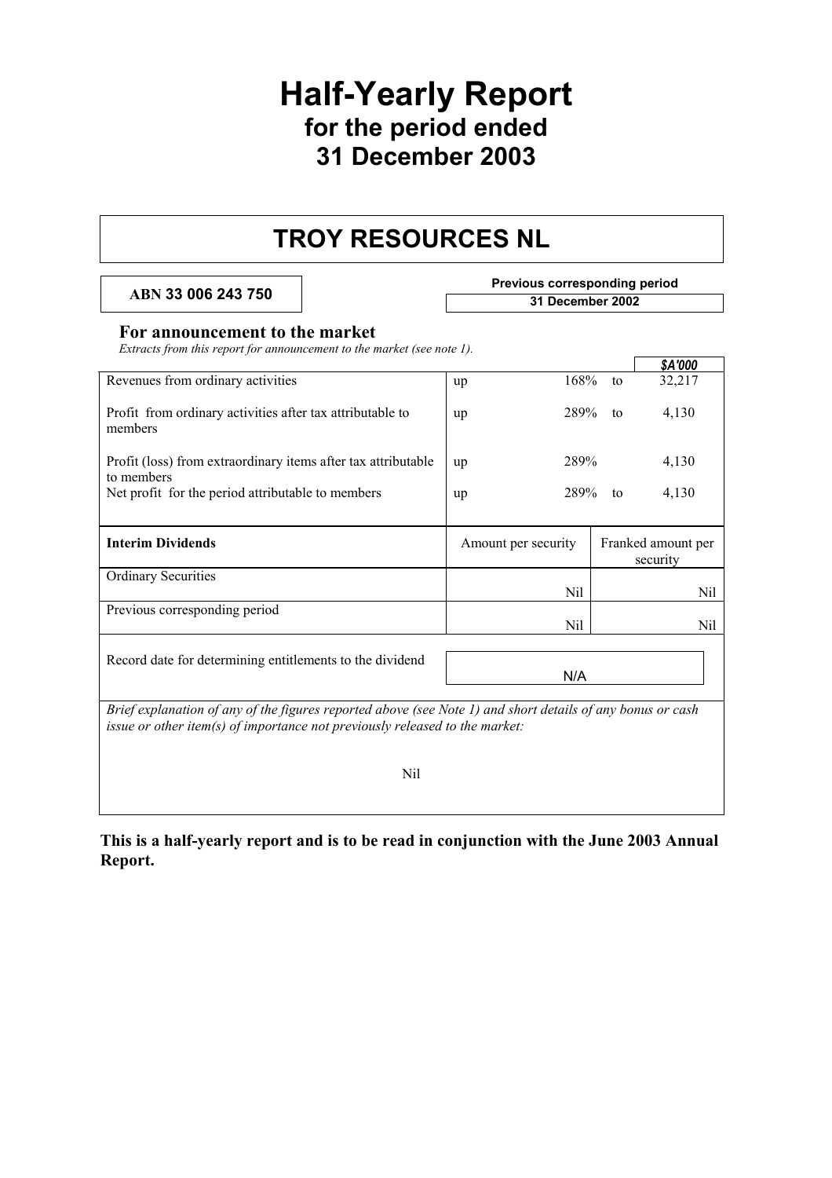# Half-Yearly Report
## for the period ended
## 31 December 2003

# TROY RESOURCES NL

**ABN 33 006 243 750**

**Previous corresponding period**
**31 December 2002**

### For announcement to the market

*Extracts from this report for announcement to the market (see note 1).*

| | | | | *$A'000* |
|---|---|---|---|---|
| Revenues from ordinary activities | up | 168% | to | 32,217 |
| Profit from ordinary activities after tax attributable to members | up | 289% | to | 4,130 |
| Profit (loss) from extraordinary items after tax attributable to members | up | 289% | | 4,130 |
| Net profit for the period attributable to members | up | 289% | to | 4,130 |

| **Interim Dividends** | Amount per security | Franked amount per security |
|---|---|---|
| Ordinary Securities | Nil | Nil |
| Previous corresponding period | Nil | Nil |

| Record date for determining entitlements to the dividend | N/A |
|---|---|

*Brief explanation of any of the figures reported above (see Note 1) and short details of any bonus or cash issue or other item(s) of importance not previously released to the market:*

Nil

**This is a half-yearly report and is to be read in conjunction with the June 2003 Annual Report.**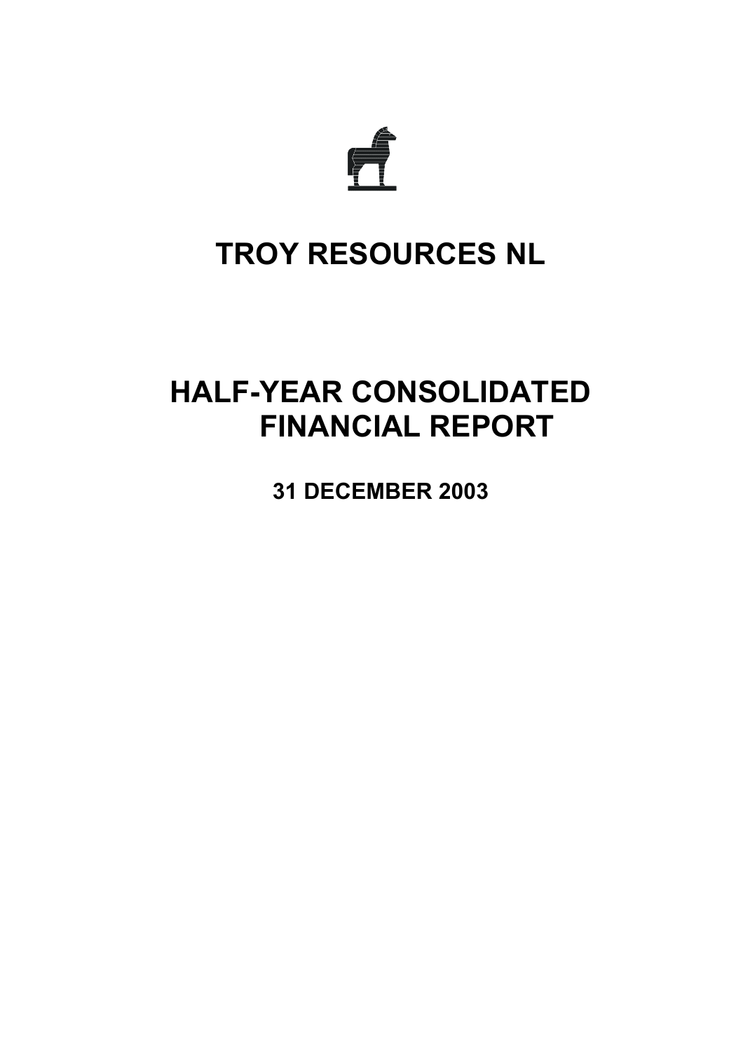# TROY RESOURCES NL

# HALF-YEAR CONSOLIDATED FINANCIAL REPORT

**31 DECEMBER 2003**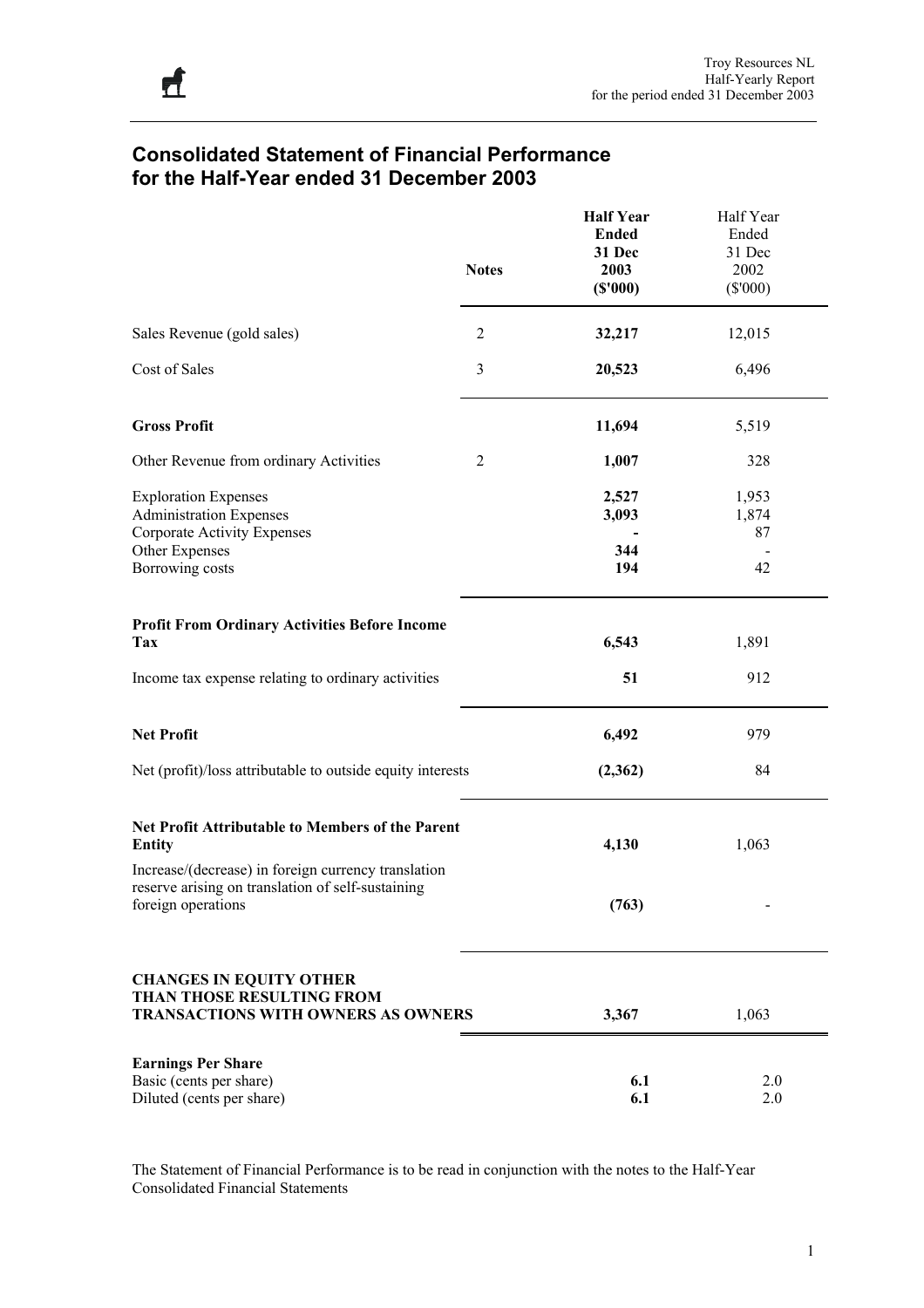## Consolidated Statement of Financial Performance for the Half-Year ended 31 December 2003

| | Notes | **Half Year Ended 31 Dec 2003 ($'000)** | Half Year Ended 31 Dec 2002 ($'000) |
|---|---|---|---|
| Sales Revenue (gold sales) | 2 | **32,217** | 12,015 |
| Cost of Sales | 3 | **20,523** | 6,496 |
| **Gross Profit** | | **11,694** | 5,519 |
| Other Revenue from ordinary Activities | 2 | **1,007** | 328 |
| Exploration Expenses | | **2,527** | 1,953 |
| Administration Expenses | | **3,093** | 1,874 |
| Corporate Activity Expenses | | **-** | 87 |
| Other Expenses | | **344** | - |
| Borrowing costs | | **194** | 42 |
| **Profit From Ordinary Activities Before Income Tax** | | **6,543** | 1,891 |
| Income tax expense relating to ordinary activities | | **51** | 912 |
| **Net Profit** | | **6,492** | 979 |
| Net (profit)/loss attributable to outside equity interests | | **(2,362)** | 84 |
| **Net Profit Attributable to Members of the Parent Entity** | | **4,130** | 1,063 |
| Increase/(decrease) in foreign currency translation reserve arising on translation of self-sustaining foreign operations | | **(763)** | - |
| **CHANGES IN EQUITY OTHER THAN THOSE RESULTING FROM TRANSACTIONS WITH OWNERS AS OWNERS** | | **3,367** | 1,063 |
| **Earnings Per Share** | | | |
| Basic (cents per share) | | **6.1** | 2.0 |
| Diluted (cents per share) | | **6.1** | 2.0 |

The Statement of Financial Performance is to be read in conjunction with the notes to the Half-Year Consolidated Financial Statements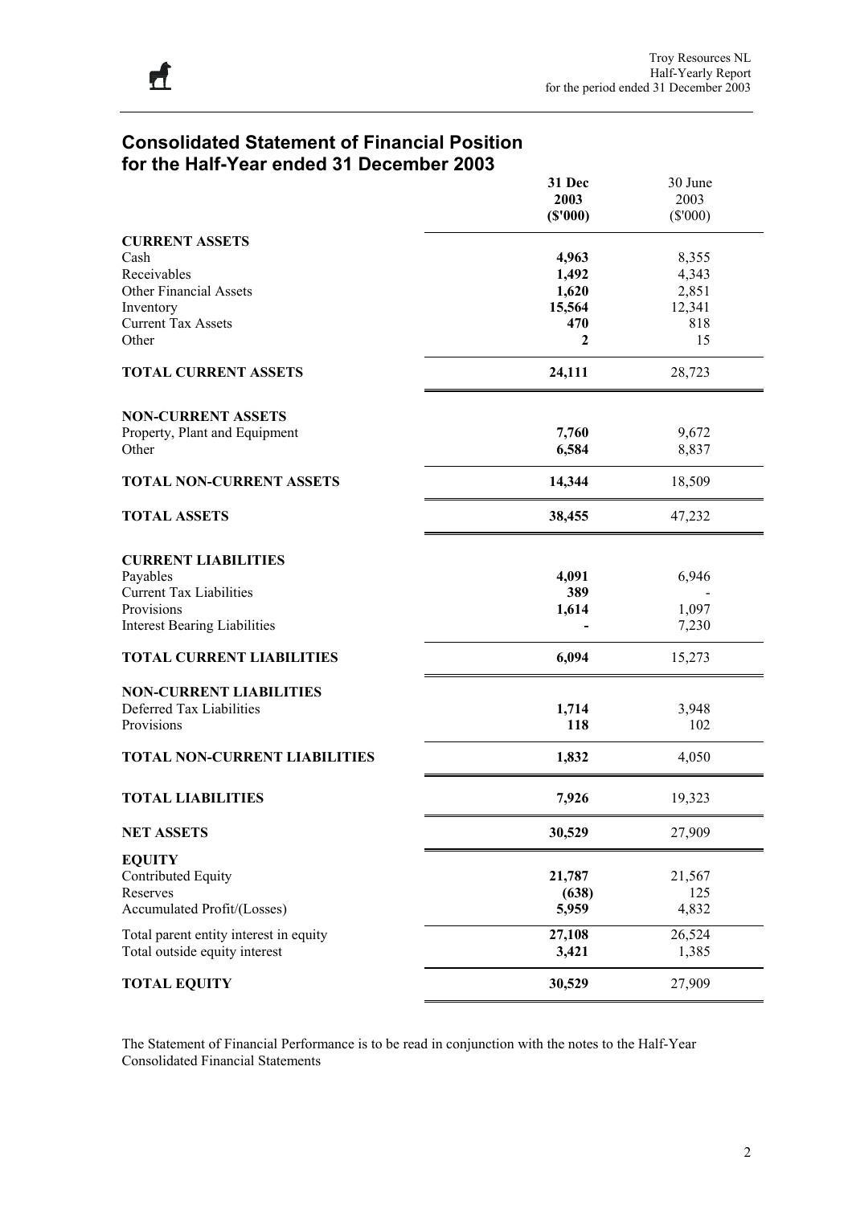## Consolidated Statement of Financial Position for the Half-Year ended 31 December 2003

| | **31 Dec 2003 ($'000)** | 30 June 2003 ($'000) |
|---|---|---|
| **CURRENT ASSETS** | | |
| Cash | **4,963** | 8,355 |
| Receivables | **1,492** | 4,343 |
| Other Financial Assets | **1,620** | 2,851 |
| Inventory | **15,564** | 12,341 |
| Current Tax Assets | **470** | 818 |
| Other | **2** | 15 |
| **TOTAL CURRENT ASSETS** | **24,111** | 28,723 |
| **NON-CURRENT ASSETS** | | |
| Property, Plant and Equipment | **7,760** | 9,672 |
| Other | **6,584** | 8,837 |
| **TOTAL NON-CURRENT ASSETS** | **14,344** | 18,509 |
| **TOTAL ASSETS** | **38,455** | 47,232 |
| **CURRENT LIABILITIES** | | |
| Payables | **4,091** | 6,946 |
| Current Tax Liabilities | **389** | - |
| Provisions | **1,614** | 1,097 |
| Interest Bearing Liabilities | **-** | 7,230 |
| **TOTAL CURRENT LIABILITIES** | **6,094** | 15,273 |
| **NON-CURRENT LIABILITIES** | | |
| Deferred Tax Liabilities | **1,714** | 3,948 |
| Provisions | **118** | 102 |
| **TOTAL NON-CURRENT LIABILITIES** | **1,832** | 4,050 |
| **TOTAL LIABILITIES** | **7,926** | 19,323 |
| **NET ASSETS** | **30,529** | 27,909 |
| **EQUITY** | | |
| Contributed Equity | **21,787** | 21,567 |
| Reserves | **(638)** | 125 |
| Accumulated Profit/(Losses) | **5,959** | 4,832 |
| Total parent entity interest in equity | **27,108** | 26,524 |
| Total outside equity interest | **3,421** | 1,385 |
| **TOTAL EQUITY** | **30,529** | 27,909 |

The Statement of Financial Performance is to be read in conjunction with the notes to the Half-Year Consolidated Financial Statements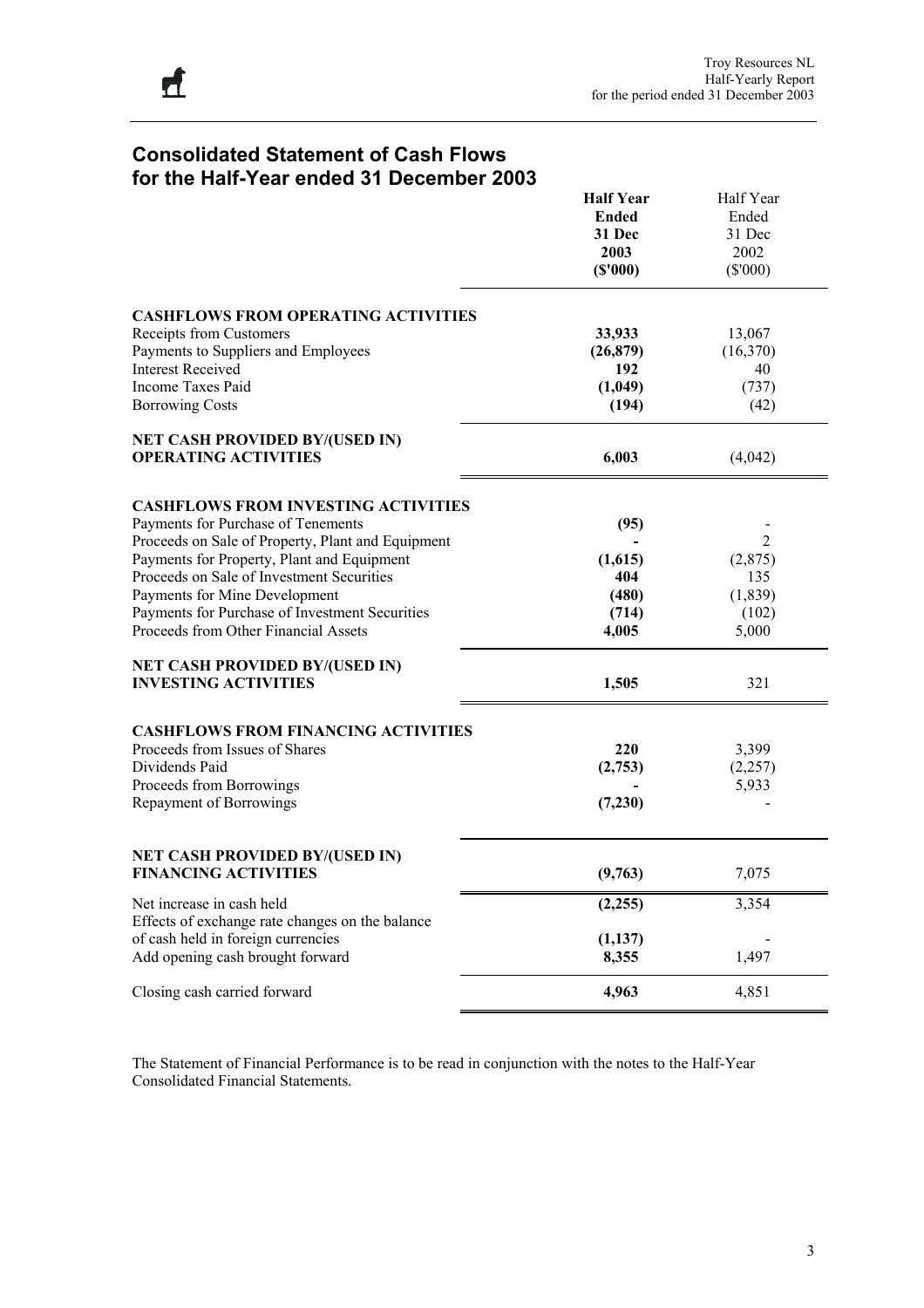## Consolidated Statement of Cash Flows
## for the Half-Year ended 31 December 2003

| | **Half Year Ended 31 Dec 2003 ($'000)** | Half Year Ended 31 Dec 2002 ($'000) |
|---|---|---|
| **CASHFLOWS FROM OPERATING ACTIVITIES** | | |
| Receipts from Customers | **33,933** | 13,067 |
| Payments to Suppliers and Employees | **(26,879)** | (16,370) |
| Interest Received | **192** | 40 |
| Income Taxes Paid | **(1,049)** | (737) |
| Borrowing Costs | **(194)** | (42) |
| **NET CASH PROVIDED BY/(USED IN) OPERATING ACTIVITIES** | **6,003** | (4,042) |
| **CASHFLOWS FROM INVESTING ACTIVITIES** | | |
| Payments for Purchase of Tenements | **(95)** | - |
| Proceeds on Sale of Property, Plant and Equipment | **-** | 2 |
| Payments for Property, Plant and Equipment | **(1,615)** | (2,875) |
| Proceeds on Sale of Investment Securities | **404** | 135 |
| Payments for Mine Development | **(480)** | (1,839) |
| Payments for Purchase of Investment Securities | **(714)** | (102) |
| Proceeds from Other Financial Assets | **4,005** | 5,000 |
| **NET CASH PROVIDED BY/(USED IN) INVESTING ACTIVITIES** | **1,505** | 321 |
| **CASHFLOWS FROM FINANCING ACTIVITIES** | | |
| Proceeds from Issues of Shares | **220** | 3,399 |
| Dividends Paid | **(2,753)** | (2,257) |
| Proceeds from Borrowings | **-** | 5,933 |
| Repayment of Borrowings | **(7,230)** | - |
| **NET CASH PROVIDED BY/(USED IN) FINANCING ACTIVITIES** | **(9,763)** | 7,075 |
| Net increase in cash held | **(2,255)** | 3,354 |
| Effects of exchange rate changes on the balance of cash held in foreign currencies | **(1,137)** | - |
| Add opening cash brought forward | **8,355** | 1,497 |
| Closing cash carried forward | **4,963** | 4,851 |

The Statement of Financial Performance is to be read in conjunction with the notes to the Half-Year Consolidated Financial Statements.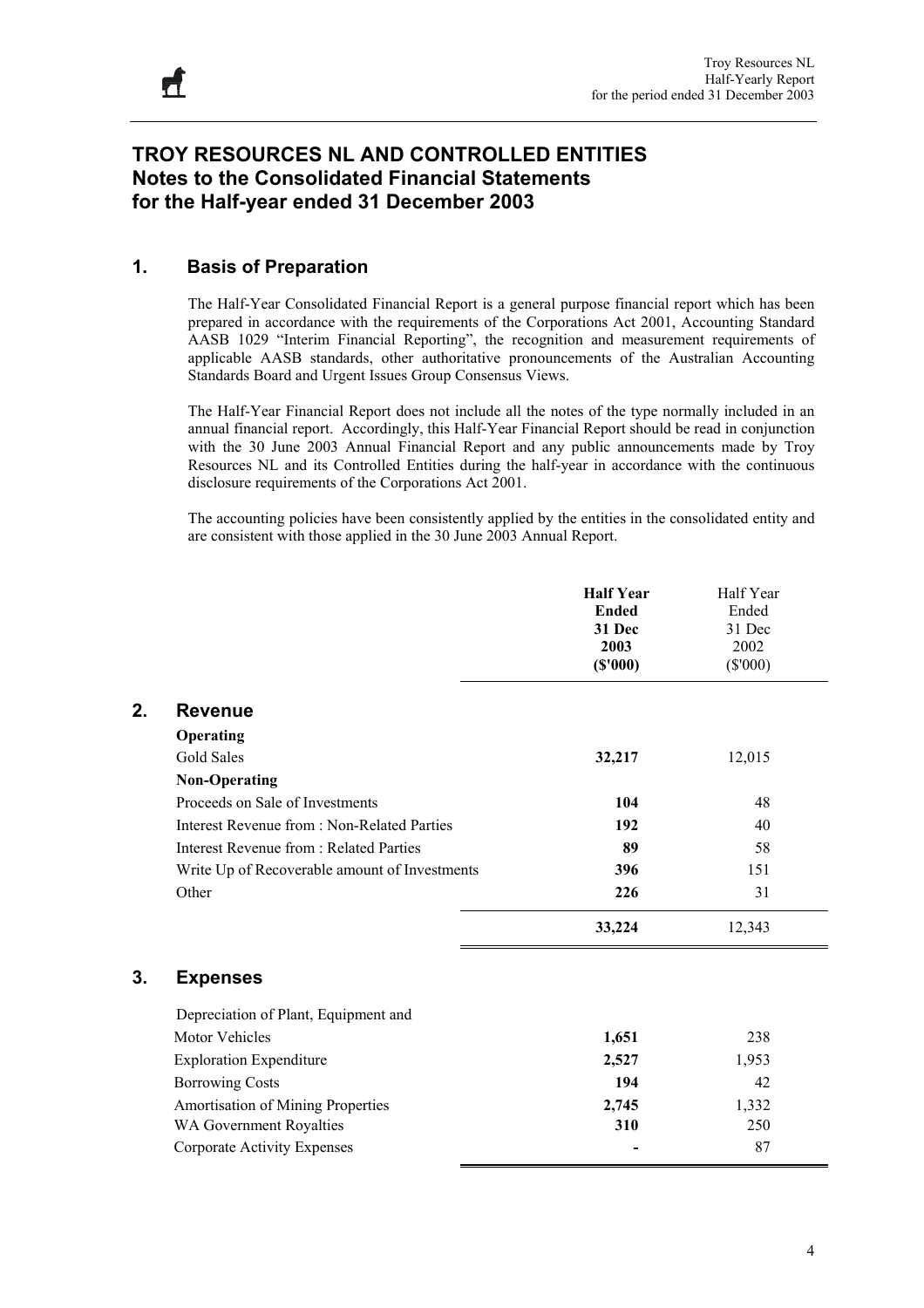# TROY RESOURCES NL AND CONTROLLED ENTITIES
## Notes to the Consolidated Financial Statements
## for the Half-year ended 31 December 2003

### 1. Basis of Preparation

The Half-Year Consolidated Financial Report is a general purpose financial report which has been prepared in accordance with the requirements of the Corporations Act 2001, Accounting Standard AASB 1029 "Interim Financial Reporting", the recognition and measurement requirements of applicable AASB standards, other authoritative pronouncements of the Australian Accounting Standards Board and Urgent Issues Group Consensus Views.

The Half-Year Financial Report does not include all the notes of the type normally included in an annual financial report. Accordingly, this Half-Year Financial Report should be read in conjunction with the 30 June 2003 Annual Financial Report and any public announcements made by Troy Resources NL and its Controlled Entities during the half-year in accordance with the continuous disclosure requirements of the Corporations Act 2001.

The accounting policies have been consistently applied by the entities in the consolidated entity and are consistent with those applied in the 30 June 2003 Annual Report.

| | **Half Year Ended 31 Dec 2003 ($'000)** | Half Year Ended 31 Dec 2002 ($'000) |
|---|---|---|
| **2. Revenue** | | |
| **Operating** | | |
| Gold Sales | **32,217** | 12,015 |
| **Non-Operating** | | |
| Proceeds on Sale of Investments | **104** | 48 |
| Interest Revenue from : Non-Related Parties | **192** | 40 |
| Interest Revenue from : Related Parties | **89** | 58 |
| Write Up of Recoverable amount of Investments | **396** | 151 |
| Other | **226** | 31 |
| | **33,224** | 12,343 |
| **3. Expenses** | | |
| Depreciation of Plant, Equipment and Motor Vehicles | **1,651** | 238 |
| Exploration Expenditure | **2,527** | 1,953 |
| Borrowing Costs | **194** | 42 |
| Amortisation of Mining Properties | **2,745** | 1,332 |
| WA Government Royalties | **310** | 250 |
| Corporate Activity Expenses | **-** | 87 |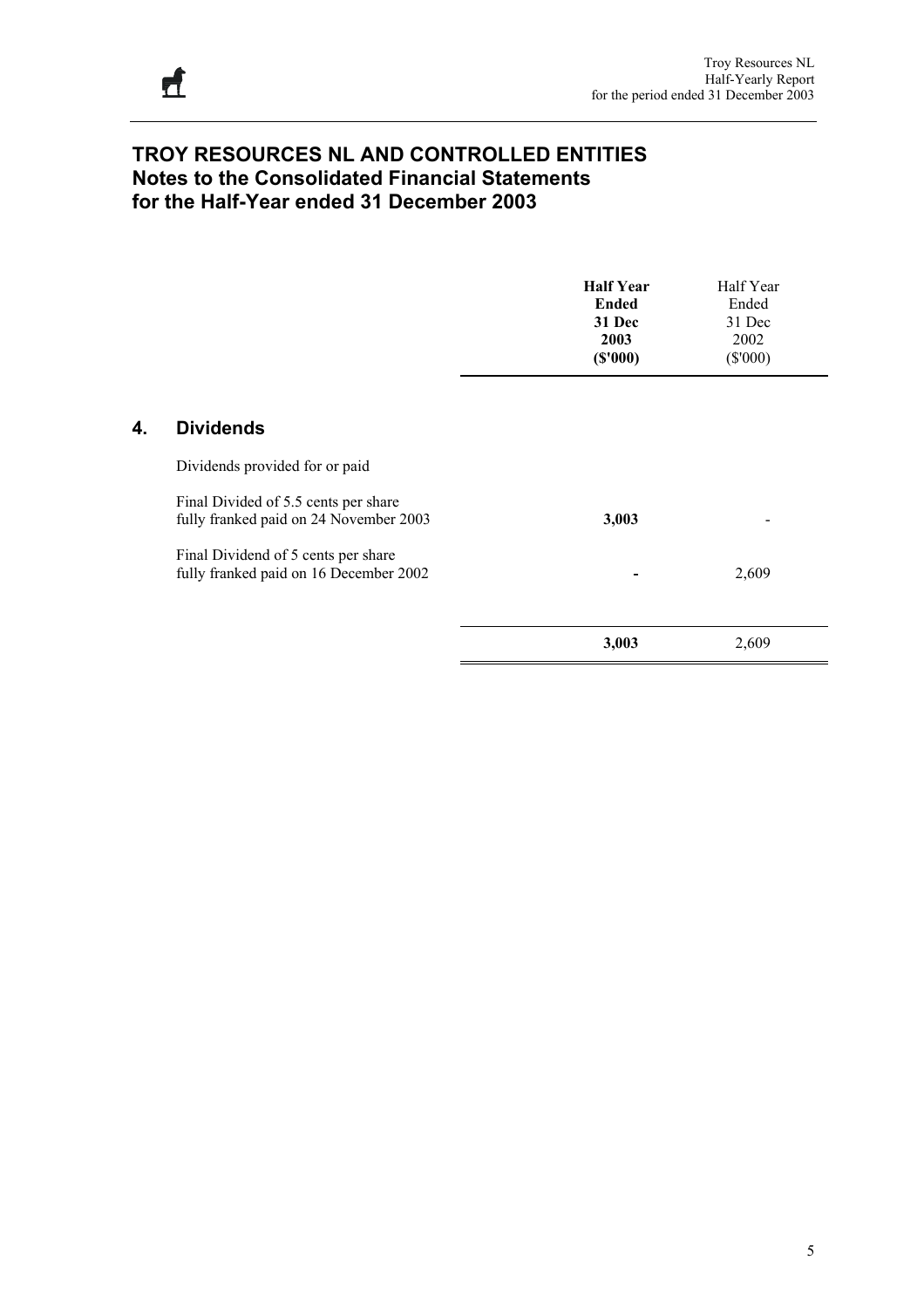# TROY RESOURCES NL AND CONTROLLED ENTITIES
## Notes to the Consolidated Financial Statements
## for the Half-Year ended 31 December 2003

| | **Half Year Ended 31 Dec 2003 ($'000)** | Half Year Ended 31 Dec 2002 ($'000) |
|---|---|---|
| **4. Dividends** | | |
| Dividends provided for or paid | | |
| Final Divided of 5.5 cents per share fully franked paid on 24 November 2003 | **3,003** | - |
| Final Dividend of 5 cents per share fully franked paid on 16 December 2002 | **-** | 2,609 |
| | **3,003** | 2,609 |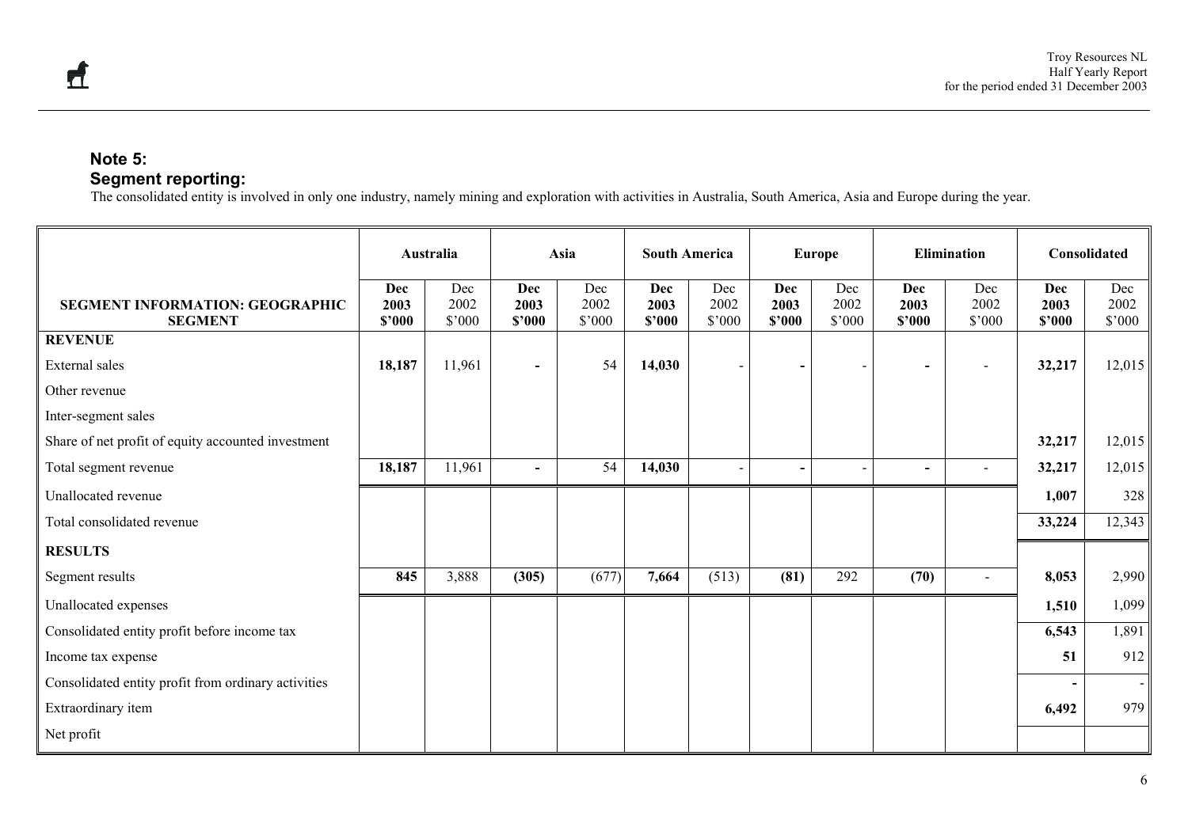## Note 5:
## Segment reporting:

The consolidated entity is involved in only one industry, namely mining and exploration with activities in Australia, South America, Asia and Europe during the year.

| | Australia | | Asia | | South America | | Europe | | Elimination | | Consolidated | |
|---|---|---|---|---|---|---|---|---|---|---|---|---|
| **SEGMENT INFORMATION: GEOGRAPHIC SEGMENT** | **Dec 2003 $'000** | Dec 2002 $'000 | **Dec 2003 $'000** | Dec 2002 $'000 | **Dec 2003 $'000** | Dec 2002 $'000 | **Dec 2003 $'000** | Dec 2002 $'000 | **Dec 2003 $'000** | Dec 2002 $'000 | **Dec 2003 $'000** | Dec 2002 $'000 |
| **REVENUE** | | | | | | | | | | | | |
| External sales | **18,187** | 11,961 | **-** | 54 | **14,030** | - | **-** | - | **-** | - | **32,217** | 12,015 |
| Other revenue | | | | | | | | | | | | |
| Inter-segment sales | | | | | | | | | | | | |
| Share of net profit of equity accounted investment | | | | | | | | | | | **32,217** | 12,015 |
| Total segment revenue | **18,187** | 11,961 | **-** | 54 | **14,030** | - | **-** | - | **-** | - | **32,217** | 12,015 |
| Unallocated revenue | | | | | | | | | | | **1,007** | 328 |
| Total consolidated revenue | | | | | | | | | | | **33,224** | 12,343 |
| **RESULTS** | | | | | | | | | | | | |
| Segment results | **845** | 3,888 | **(305)** | (677) | **7,664** | (513) | **(81)** | 292 | **(70)** | - | **8,053** | 2,990 |
| Unallocated expenses | | | | | | | | | | | **1,510** | 1,099 |
| Consolidated entity profit before income tax | | | | | | | | | | | **6,543** | 1,891 |
| Income tax expense | | | | | | | | | | | **51** | 912 |
| Consolidated entity profit from ordinary activities | | | | | | | | | | | **-** | - |
| Extraordinary item | | | | | | | | | | | **6,492** | 979 |
| Net profit | | | | | | | | | | | | |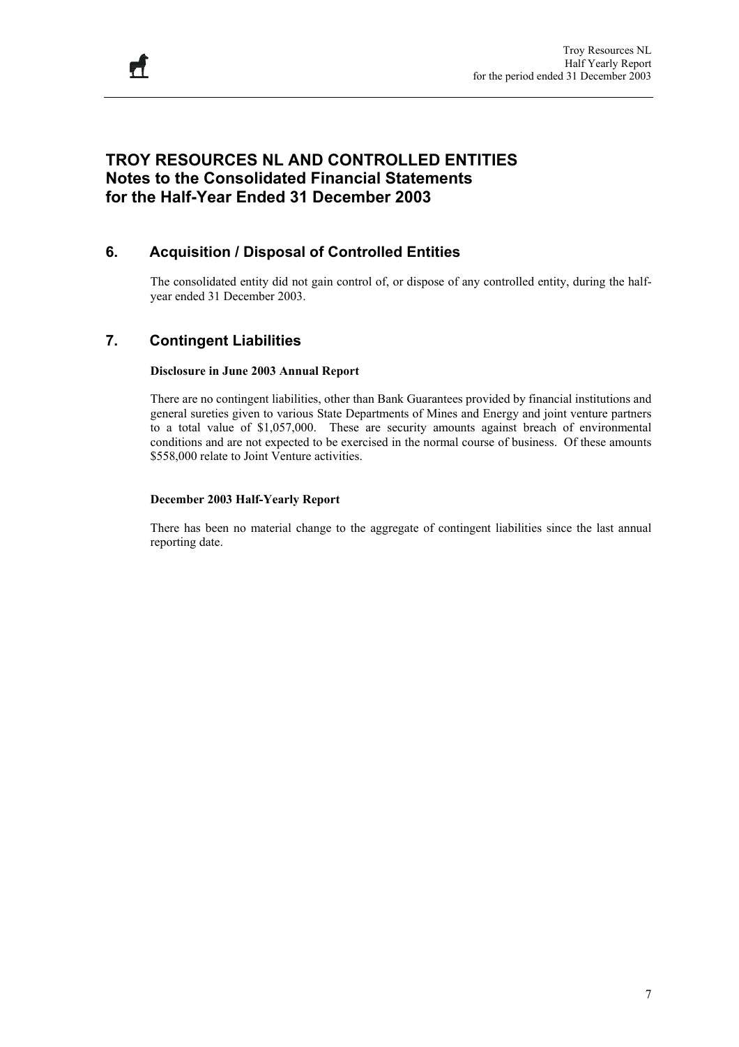# TROY RESOURCES NL AND CONTROLLED ENTITIES
## Notes to the Consolidated Financial Statements for the Half-Year Ended 31 December 2003

## 6. Acquisition / Disposal of Controlled Entities

The consolidated entity did not gain control of, or dispose of any controlled entity, during the half-year ended 31 December 2003.

## 7. Contingent Liabilities

**Disclosure in June 2003 Annual Report**

There are no contingent liabilities, other than Bank Guarantees provided by financial institutions and general sureties given to various State Departments of Mines and Energy and joint venture partners to a total value of $1,057,000. These are security amounts against breach of environmental conditions and are not expected to be exercised in the normal course of business. Of these amounts $558,000 relate to Joint Venture activities.

**December 2003 Half-Yearly Report**

There has been no material change to the aggregate of contingent liabilities since the last annual reporting date.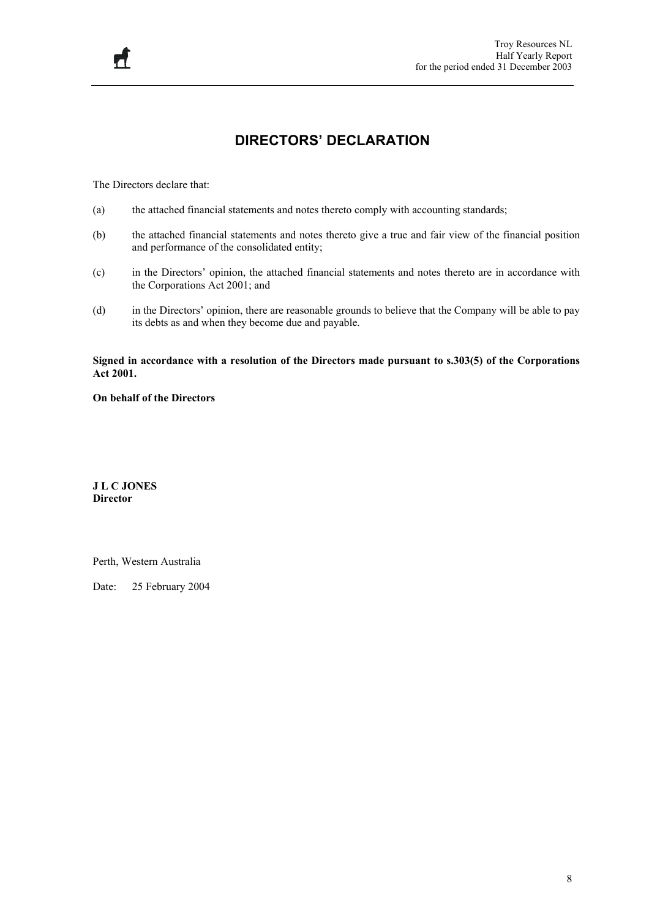# DIRECTORS' DECLARATION

The Directors declare that:

(a) the attached financial statements and notes thereto comply with accounting standards;

(b) the attached financial statements and notes thereto give a true and fair view of the financial position and performance of the consolidated entity;

(c) in the Directors' opinion, the attached financial statements and notes thereto are in accordance with the Corporations Act 2001; and

(d) in the Directors' opinion, there are reasonable grounds to believe that the Company will be able to pay its debts as and when they become due and payable.

**Signed in accordance with a resolution of the Directors made pursuant to s.303(5) of the Corporations Act 2001.**

**On behalf of the Directors**

**J L C JONES**
**Director**

Perth, Western Australia

Date: 25 February 2004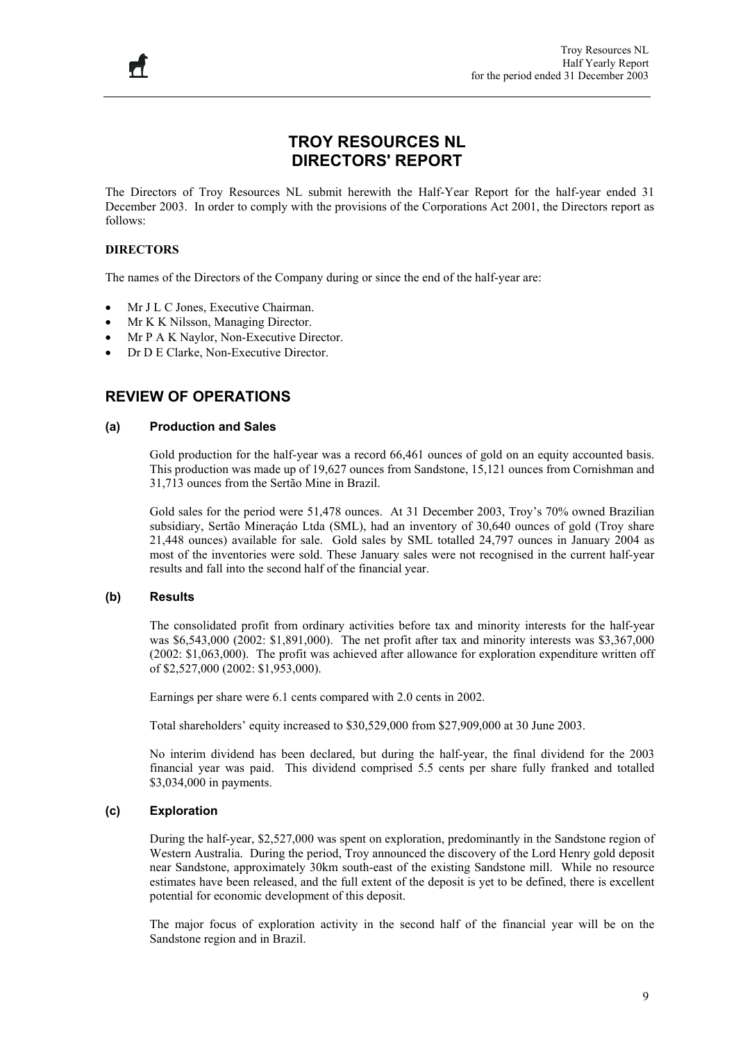# TROY RESOURCES NL
# DIRECTORS' REPORT

The Directors of Troy Resources NL submit herewith the Half-Year Report for the half-year ended 31 December 2003. In order to comply with the provisions of the Corporations Act 2001, the Directors report as follows:

**DIRECTORS**

The names of the Directors of the Company during or since the end of the half-year are:

- Mr J L C Jones, Executive Chairman.
- Mr K K Nilsson, Managing Director.
- Mr P A K Naylor, Non-Executive Director.
- Dr D E Clarke, Non-Executive Director.

## REVIEW OF OPERATIONS

### (a) Production and Sales

Gold production for the half-year was a record 66,461 ounces of gold on an equity accounted basis. This production was made up of 19,627 ounces from Sandstone, 15,121 ounces from Cornishman and 31,713 ounces from the Sertão Mine in Brazil.

Gold sales for the period were 51,478 ounces. At 31 December 2003, Troy's 70% owned Brazilian subsidiary, Sertão Mineraçáo Ltda (SML), had an inventory of 30,640 ounces of gold (Troy share 21,448 ounces) available for sale. Gold sales by SML totalled 24,797 ounces in January 2004 as most of the inventories were sold. These January sales were not recognised in the current half-year results and fall into the second half of the financial year.

### (b) Results

The consolidated profit from ordinary activities before tax and minority interests for the half-year was $6,543,000 (2002: $1,891,000). The net profit after tax and minority interests was $3,367,000 (2002: $1,063,000). The profit was achieved after allowance for exploration expenditure written off of $2,527,000 (2002: $1,953,000).

Earnings per share were 6.1 cents compared with 2.0 cents in 2002.

Total shareholders' equity increased to $30,529,000 from $27,909,000 at 30 June 2003.

No interim dividend has been declared, but during the half-year, the final dividend for the 2003 financial year was paid. This dividend comprised 5.5 cents per share fully franked and totalled $3,034,000 in payments.

### (c) Exploration

During the half-year, $2,527,000 was spent on exploration, predominantly in the Sandstone region of Western Australia. During the period, Troy announced the discovery of the Lord Henry gold deposit near Sandstone, approximately 30km south-east of the existing Sandstone mill. While no resource estimates have been released, and the full extent of the deposit is yet to be defined, there is excellent potential for economic development of this deposit.

The major focus of exploration activity in the second half of the financial year will be on the Sandstone region and in Brazil.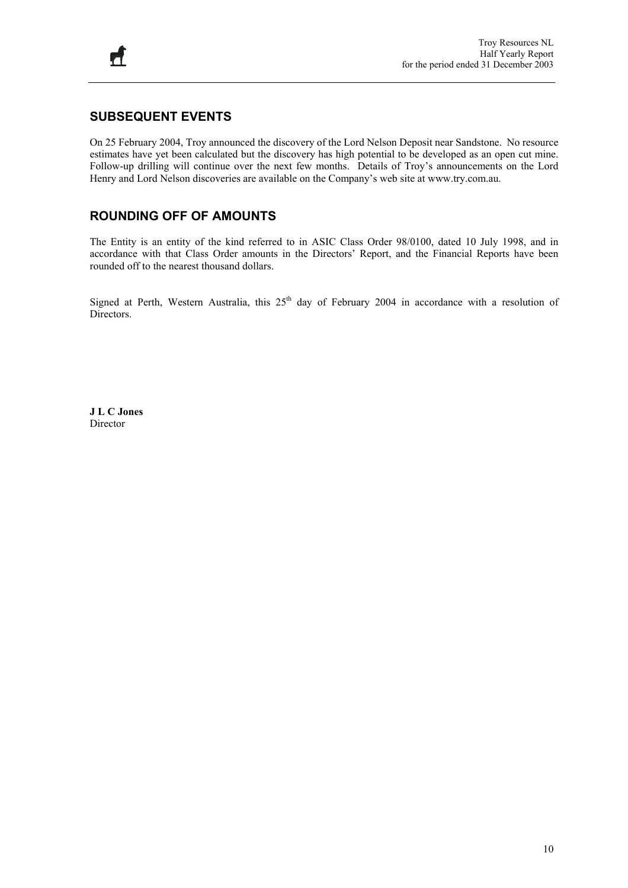## SUBSEQUENT EVENTS

On 25 February 2004, Troy announced the discovery of the Lord Nelson Deposit near Sandstone. No resource estimates have yet been calculated but the discovery has high potential to be developed as an open cut mine. Follow-up drilling will continue over the next few months. Details of Troy's announcements on the Lord Henry and Lord Nelson discoveries are available on the Company's web site at www.try.com.au.

## ROUNDING OFF OF AMOUNTS

The Entity is an entity of the kind referred to in ASIC Class Order 98/0100, dated 10 July 1998, and in accordance with that Class Order amounts in the Directors' Report, and the Financial Reports have been rounded off to the nearest thousand dollars.

Signed at Perth, Western Australia, this 25th day of February 2004 in accordance with a resolution of Directors.

**J L C Jones**
Director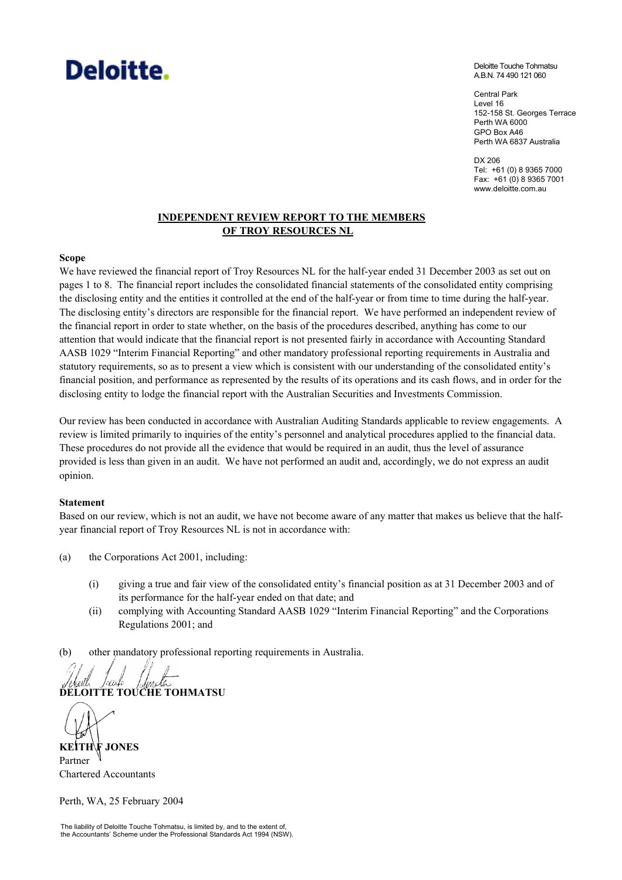Deloitte.

Deloitte Touche Tohmatsu
A.B.N. 74 490 121 060

Central Park
Level 16
152-158 St. Georges Terrace
Perth WA 6000
GPO Box A46
Perth WA 6837 Australia

DX 206
Tel: +61 (0) 8 9365 7000
Fax: +61 (0) 8 9365 7001
www.deloitte.com.au

## INDEPENDENT REVIEW REPORT TO THE MEMBERS OF TROY RESOURCES NL

**Scope**

We have reviewed the financial report of Troy Resources NL for the half-year ended 31 December 2003 as set out on pages 1 to 8. The financial report includes the consolidated financial statements of the consolidated entity comprising the disclosing entity and the entities it controlled at the end of the half-year or from time to time during the half-year. The disclosing entity's directors are responsible for the financial report. We have performed an independent review of the financial report in order to state whether, on the basis of the procedures described, anything has come to our attention that would indicate that the financial report is not presented fairly in accordance with Accounting Standard AASB 1029 "Interim Financial Reporting" and other mandatory professional reporting requirements in Australia and statutory requirements, so as to present a view which is consistent with our understanding of the consolidated entity's financial position, and performance as represented by the results of its operations and its cash flows, and in order for the disclosing entity to lodge the financial report with the Australian Securities and Investments Commission.

Our review has been conducted in accordance with Australian Auditing Standards applicable to review engagements. A review is limited primarily to inquiries of the entity's personnel and analytical procedures applied to the financial data. These procedures do not provide all the evidence that would be required in an audit, thus the level of assurance provided is less than given in an audit. We have not performed an audit and, accordingly, we do not express an audit opinion.

**Statement**

Based on our review, which is not an audit, we have not become aware of any matter that makes us believe that the half-year financial report of Troy Resources NL is not in accordance with:

(a) the Corporations Act 2001, including:

  (i) giving a true and fair view of the consolidated entity's financial position as at 31 December 2003 and of its performance for the half-year ended on that date; and

  (ii) complying with Accounting Standard AASB 1029 "Interim Financial Reporting" and the Corporations Regulations 2001; and

(b) other mandatory professional reporting requirements in Australia.

**DELOITTE TOUCHE TOHMATSU**

**KEITH F JONES**
Partner
Chartered Accountants

Perth, WA, 25 February 2004

The liability of Deloitte Touche Tohmatsu, is limited by, and to the extent of, the Accountants' Scheme under the Professional Standards Act 1994 (NSW).